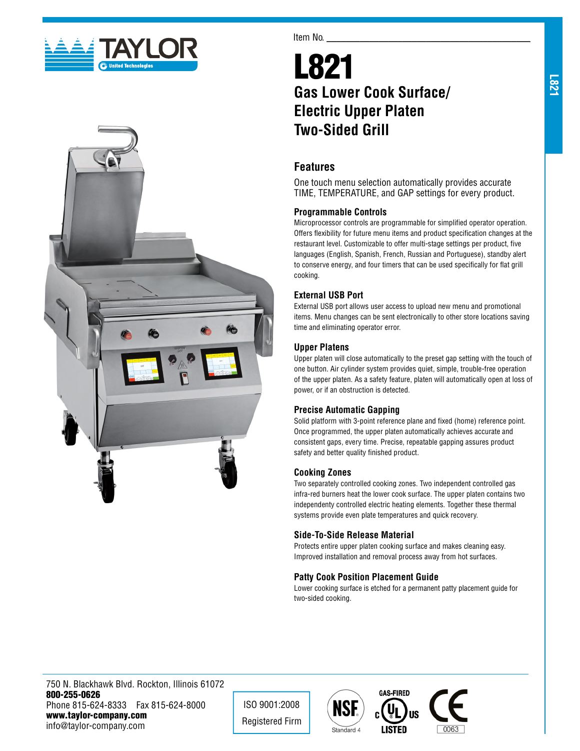Item No. ___________________________________

# L821

## Gas Lower Cook Surface/ Electric Upper Platen Two-Sided Grill

## Features

One touch menu selection automatically provides accurate TIME, TEMPERATURE, and GAP settings for every product.

### Programmable Controls

Microprocessor controls are programmable for simplified operator operation. Offers flexibility for future menu items and product specification changes at the restaurant level. Customizable to offer multi-stage settings per product, five languages (English, Spanish, French, Russian and Portuguese), standby alert to conserve energy, and four timers that can be used specifically for flat grill cooking.

### External USB Port

External USB port allows user access to upload new menu and promotional items. Menu changes can be sent electronically to other store locations saving time and eliminating operator error.

### Upper Platens

Upper platen will close automatically to the preset gap setting with the touch of one button. Air cylinder system provides quiet, simple, trouble-free operation of the upper platen. As a safety feature, platen will automatically open at loss of power, or if an obstruction is detected.

### Precise Automatic Gapping

Solid platform with 3-point reference plane and fixed (home) reference point. Once programmed, the upper platen automatically achieves accurate and consistent gaps, every time. Precise, repeatable gapping assures product safety and better quality finished product.

### Cooking Zones

Two separately controlled cooking zones. Two independent controlled gas infra-red burners heat the lower cook surface. The upper platen contains two independenty controlled electric heating elements. Together these thermal systems provide even plate temperatures and quick recovery.

### Side-To-Side Release Material

Protects entire upper platen cooking surface and makes cleaning easy. Improved installation and removal process away from hot surfaces.

### Patty Cook Position Placement Guide

Lower cooking surface is etched for a permanent patty placement guide for two-sided cooking.

750 N. Blackhawk Blvd. Rockton, Illinois 61072
**800-255-0626**
Phone 815-624-8333 Fax 815-624-8000
**www.taylor-company.com**
info@taylor-company.com

ISO 9001:2008 Registered Firm

NSF Standard 4 — GAS-FIRED c UL us LISTED — CE 0063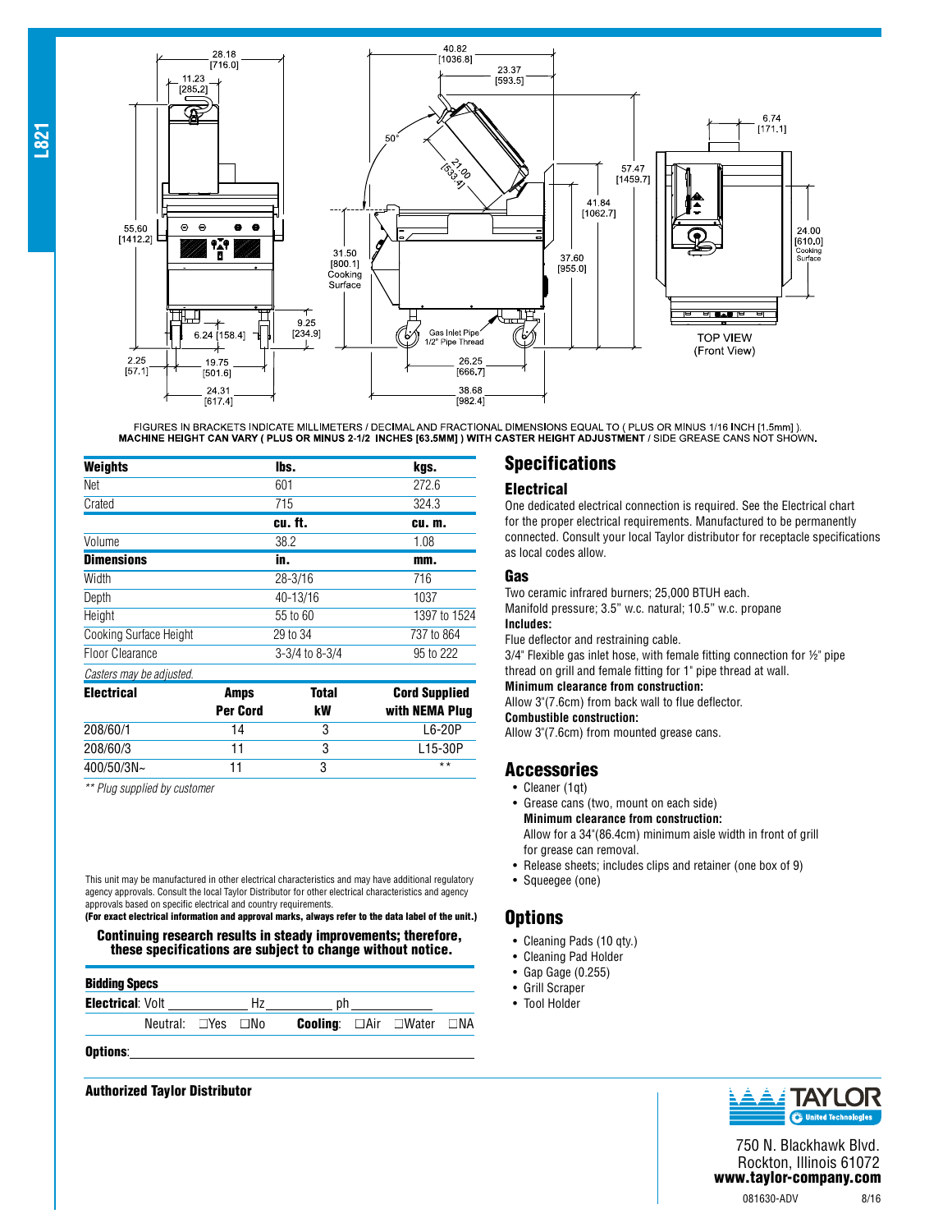28.18 [716.0]
11.23 [285.2]
55.60 [1412.2]
6.24 [158.4]
9.25 [234.9]
2.25 [57.1]
19.75 [501.6]
24.31 [617.4]
40.82 [1036.8]
23.37 [593.5]
50°
21.00 [533.4]
57.47 [1459.7]
41.84 [1062.7]
31.50 [800.1] Cooking Surface
37.60 [955.0]
Gas Inlet Pipe 1/2" Pipe Thread
26.25 [666.7]
38.68 [982.4]
6.74 [171.1]
24.00 [610.0] Cooking Surface
TOP VIEW (Front View)

FIGURES IN BRACKETS INDICATE MILLIMETERS / DECIMAL AND FRACTIONAL DIMENSIONS EQUAL TO ( PLUS OR MINUS 1/16 INCH [1.5mm] ).
**MACHINE HEIGHT CAN VARY ( PLUS OR MINUS 2-1/2 INCHES [63.5MM] ) WITH CASTER HEIGHT ADJUSTMENT / SIDE GREASE CANS NOT SHOWN.**

| **Weights** | **lbs.** | **kgs.** |
|---|---|---|
| Net | 601 | 272.6 |
| Crated | 715 | 324.3 |
| | **cu. ft.** | **cu. m.** |
| Volume | 38.2 | 1.08 |
| **Dimensions** | **in.** | **mm.** |
| Width | 28-3/16 | 716 |
| Depth | 40-13/16 | 1037 |
| Height | 55 to 60 | 1397 to 1524 |
| Cooking Surface Height | 29 to 34 | 737 to 864 |
| Floor Clearance | 3-3/4 to 8-3/4 | 95 to 222 |

*Casters may be adjusted.*

| **Electrical** | **Amps Per Cord** | **Total kW** | **Cord Supplied with NEMA Plug** |
|---|---|---|---|
| 208/60/1 | 14 | 3 | L6-20P |
| 208/60/3 | 11 | 3 | L15-30P |
| 400/50/3N~ | 11 | 3 | ** |

*** Plug supplied by customer*

This unit may be manufactured in other electrical characteristics and may have additional regulatory agency approvals. Consult the local Taylor Distributor for other electrical characteristics and agency approvals based on specific electrical and country requirements.
**(For exact electrical information and approval marks, always refer to the data label of the unit.)**

**Continuing research results in steady improvements; therefore, these specifications are subject to change without notice.**

**Bidding Specs**

**Electrical**: Volt ____________ Hz ____________ ph ____________

Neutral: ☐Yes ☐No **Cooling**: ☐Air ☐Water ☐NA

**Options**: ____________________________________________

## Specifications

### Electrical

One dedicated electrical connection is required. See the Electrical chart for the proper electrical requirements. Manufactured to be permanently connected. Consult your local Taylor distributor for receptacle specifications as local codes allow.

### Gas

Two ceramic infrared burners; 25,000 BTUH each.
Manifold pressure; 3.5" w.c. natural; 10.5" w.c. propane

**Includes:**
Flue deflector and restraining cable.
3/4" Flexible gas inlet hose, with female fitting connection for ½" pipe thread on grill and female fitting for 1" pipe thread at wall.

**Minimum clearance from construction:**
Allow 3"(7.6cm) from back wall to flue deflector.

**Combustible construction:**
Allow 3"(7.6cm) from mounted grease cans.

## Accessories

- Cleaner (1qt)
- Grease cans (two, mount on each side)
  **Minimum clearance from construction:**
  Allow for a 34"(86.4cm) minimum aisle width in front of grill for grease can removal.
- Release sheets; includes clips and retainer (one box of 9)
- Squeegee (one)

## Options

- Cleaning Pads (10 qty.)
- Cleaning Pad Holder
- Gap Gage (0.255)
- Grill Scraper
- Tool Holder

**Authorized Taylor Distributor**

TAYLOR United Technologies

750 N. Blackhawk Blvd.
Rockton, Illinois 61072
**www.taylor-company.com**

081630-ADV 8/16